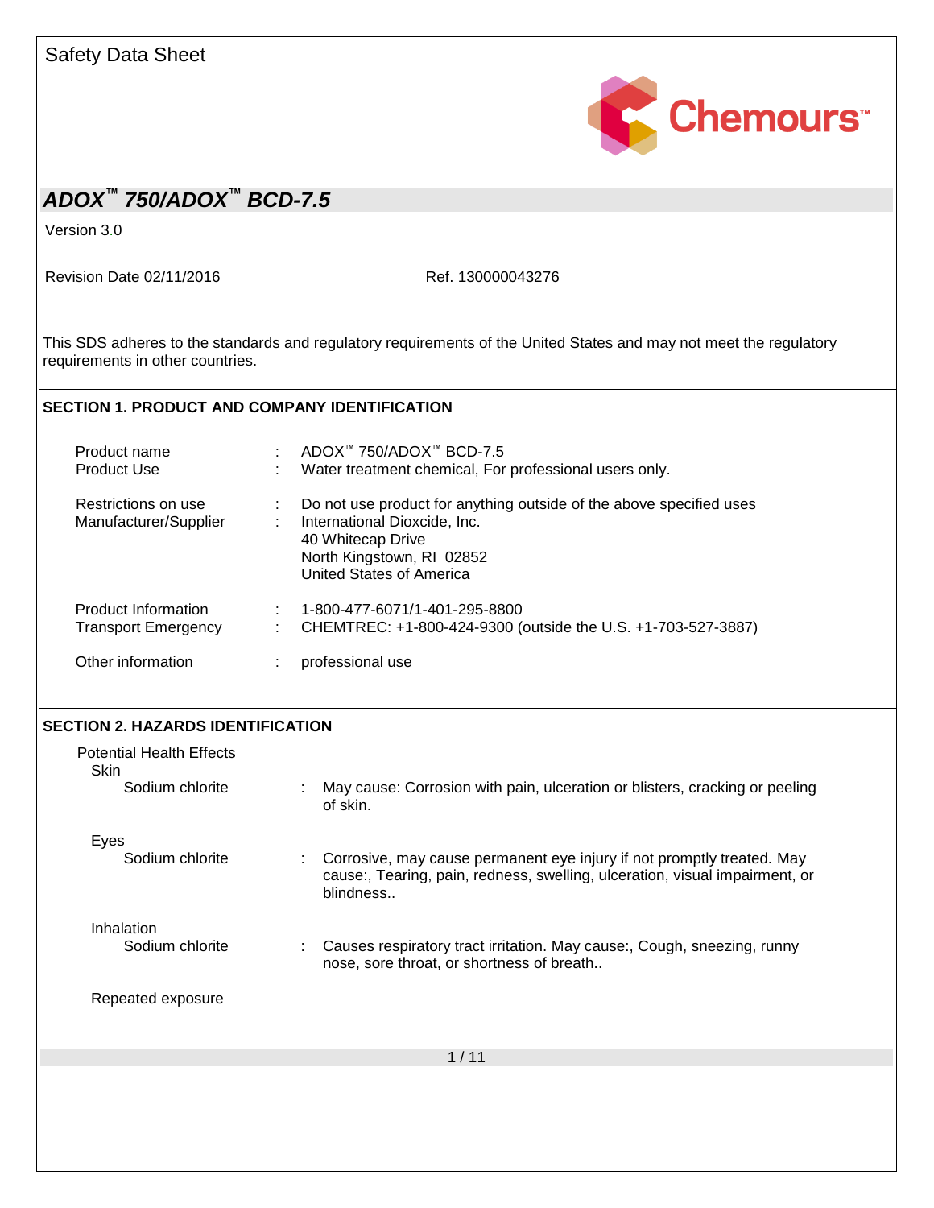Safety Data Sheet

# ADOX™ 750/ADOX™ BCD-7.5

Version 3.0

Revision Date 02/11/2016 Ref. 130000043276

This SDS adheres to the standards and regulatory requirements of the United States and may not meet the regulatory requirements in other countries.

## SECTION 1. PRODUCT AND COMPANY IDENTIFICATION

Product name : ADOX™ 750/ADOX™ BCD-7.5

Product Use : Water treatment chemical, For professional users only.

Restrictions on use : Do not use product for anything outside of the above specified uses

Manufacturer/Supplier : International Dioxcide, Inc.
40 Whitecap Drive
North Kingstown, RI 02852
United States of America

Product Information : 1-800-477-6071/1-401-295-8800

Transport Emergency : CHEMTREC: +1-800-424-9300 (outside the U.S. +1-703-527-3887)

Other information : professional use

## SECTION 2. HAZARDS IDENTIFICATION

Potential Health Effects

Skin

Sodium chlorite : May cause: Corrosion with pain, ulceration or blisters, cracking or peeling of skin.

Eyes

Sodium chlorite : Corrosive, may cause permanent eye injury if not promptly treated. May cause:, Tearing, pain, redness, swelling, ulceration, visual impairment, or blindness..

Inhalation

Sodium chlorite : Causes respiratory tract irritation. May cause:, Cough, sneezing, runny nose, sore throat, or shortness of breath..

Repeated exposure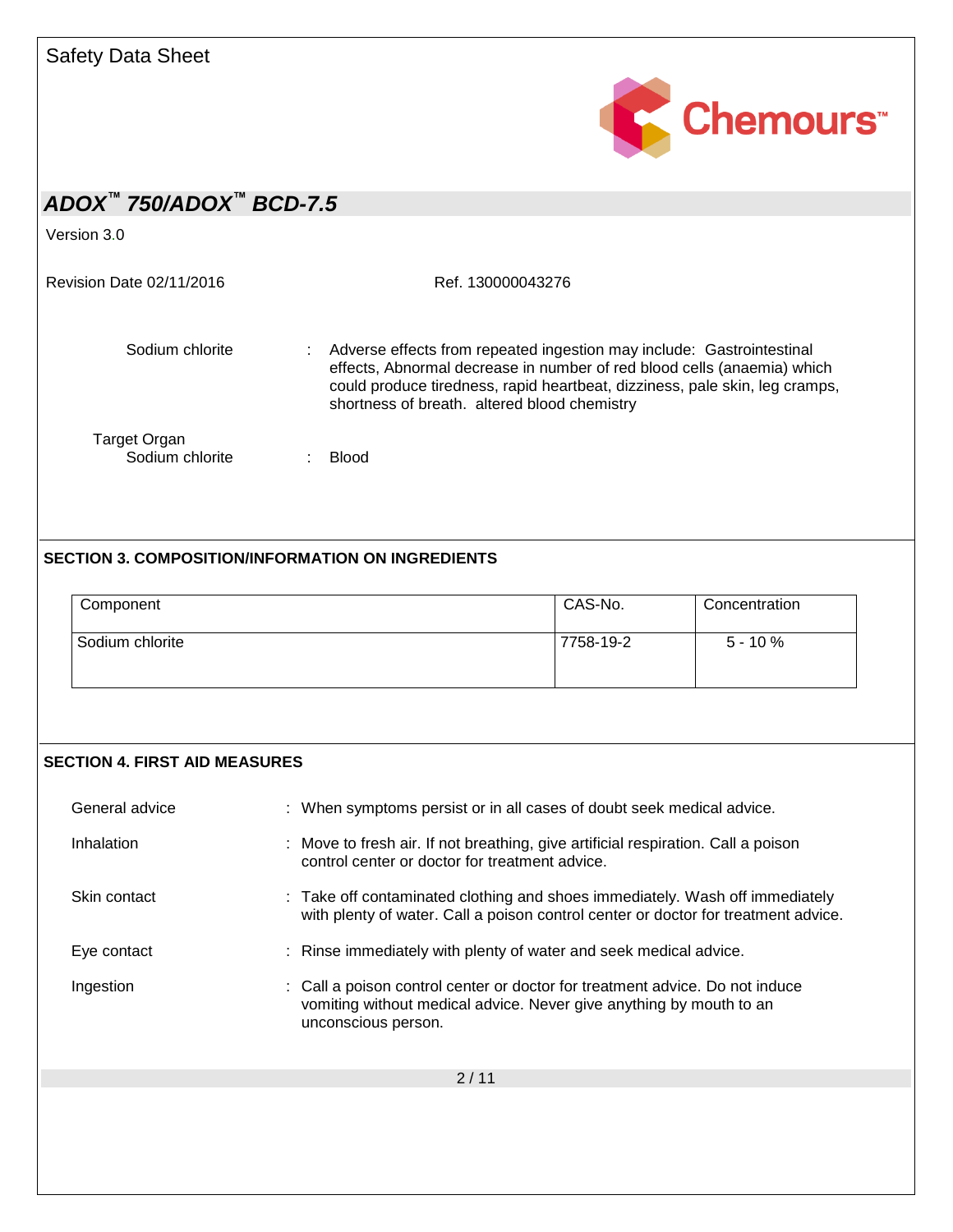Sodium chlorite : Adverse effects from repeated ingestion may include: Gastrointestinal effects, Abnormal decrease in number of red blood cells (anaemia) which could produce tiredness, rapid heartbeat, dizziness, pale skin, leg cramps, shortness of breath. altered blood chemistry

Target Organ
Sodium chlorite : Blood

## SECTION 3. COMPOSITION/INFORMATION ON INGREDIENTS

| Component | CAS-No. | Concentration |
|---|---|---|
| Sodium chlorite | 7758-19-2 | 5 - 10 % |

## SECTION 4. FIRST AID MEASURES

General advice : When symptoms persist or in all cases of doubt seek medical advice.

Inhalation : Move to fresh air. If not breathing, give artificial respiration. Call a poison control center or doctor for treatment advice.

Skin contact : Take off contaminated clothing and shoes immediately. Wash off immediately with plenty of water. Call a poison control center or doctor for treatment advice.

Eye contact : Rinse immediately with plenty of water and seek medical advice.

Ingestion : Call a poison control center or doctor for treatment advice. Do not induce vomiting without medical advice. Never give anything by mouth to an unconscious person.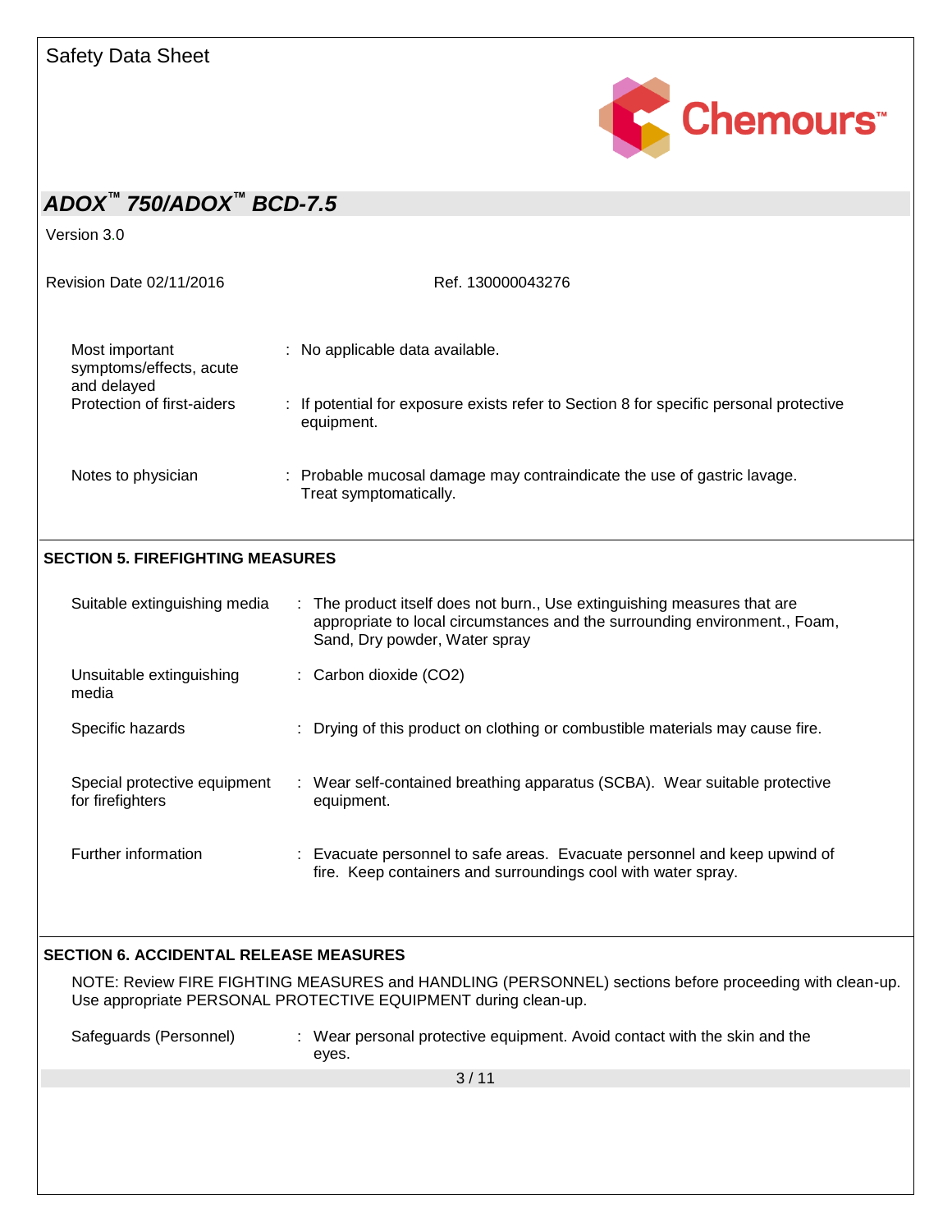| | | |
|---|---|---|
| Most important symptoms/effects, acute and delayed | : | No applicable data available. |
| Protection of first-aiders | : | If potential for exposure exists refer to Section 8 for specific personal protective equipment. |
| Notes to physician | : | Probable mucosal damage may contraindicate the use of gastric lavage. Treat symptomatically. |

## SECTION 5. FIREFIGHTING MEASURES

| | | |
|---|---|---|
| Suitable extinguishing media | : | The product itself does not burn., Use extinguishing measures that are appropriate to local circumstances and the surrounding environment., Foam, Sand, Dry powder, Water spray |
| Unsuitable extinguishing media | : | Carbon dioxide (CO2) |
| Specific hazards | : | Drying of this product on clothing or combustible materials may cause fire. |
| Special protective equipment for firefighters | : | Wear self-contained breathing apparatus (SCBA). Wear suitable protective equipment. |
| Further information | : | Evacuate personnel to safe areas. Evacuate personnel and keep upwind of fire. Keep containers and surroundings cool with water spray. |

## SECTION 6. ACCIDENTAL RELEASE MEASURES

NOTE: Review FIRE FIGHTING MEASURES and HANDLING (PERSONNEL) sections before proceeding with clean-up. Use appropriate PERSONAL PROTECTIVE EQUIPMENT during clean-up.

| | | |
|---|---|---|
| Safeguards (Personnel) | : | Wear personal protective equipment. Avoid contact with the skin and the eyes. |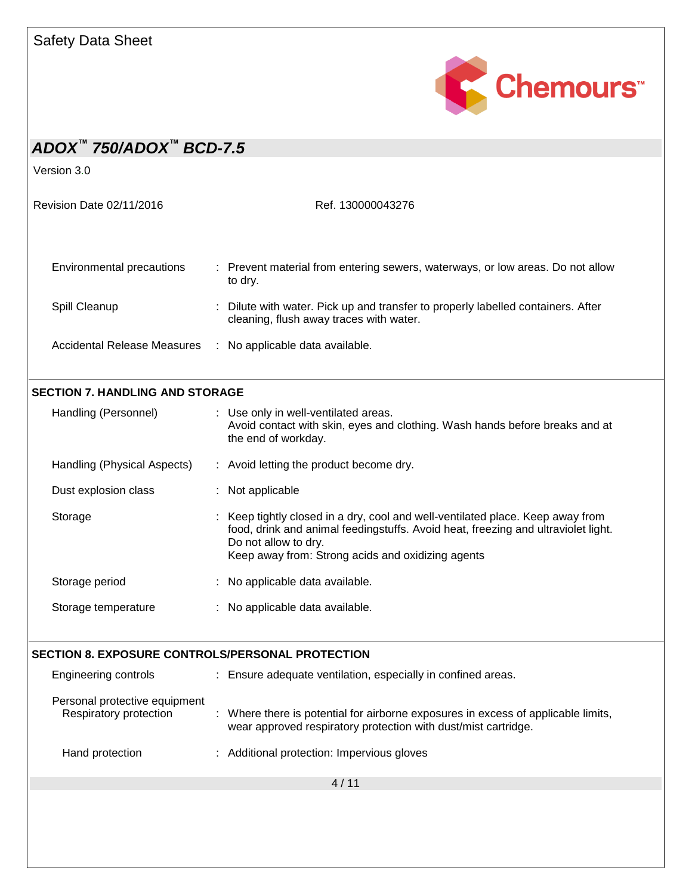| | |
|---|---|
| Environmental precautions | : Prevent material from entering sewers, waterways, or low areas. Do not allow to dry. |
| Spill Cleanup | : Dilute with water. Pick up and transfer to properly labelled containers. After cleaning, flush away traces with water. |
| Accidental Release Measures | : No applicable data available. |

## SECTION 7. HANDLING AND STORAGE

| | |
|---|---|
| Handling (Personnel) | : Use only in well-ventilated areas. Avoid contact with skin, eyes and clothing. Wash hands before breaks and at the end of workday. |
| Handling (Physical Aspects) | : Avoid letting the product become dry. |
| Dust explosion class | : Not applicable |
| Storage | : Keep tightly closed in a dry, cool and well-ventilated place. Keep away from food, drink and animal feedingstuffs. Avoid heat, freezing and ultraviolet light. Do not allow to dry. Keep away from: Strong acids and oxidizing agents |
| Storage period | : No applicable data available. |
| Storage temperature | : No applicable data available. |

## SECTION 8. EXPOSURE CONTROLS/PERSONAL PROTECTION

| | |
|---|---|
| Engineering controls | : Ensure adequate ventilation, especially in confined areas. |
| Personal protective equipment | |
| Respiratory protection | : Where there is potential for airborne exposures in excess of applicable limits, wear approved respiratory protection with dust/mist cartridge. |
| Hand protection | : Additional protection: Impervious gloves |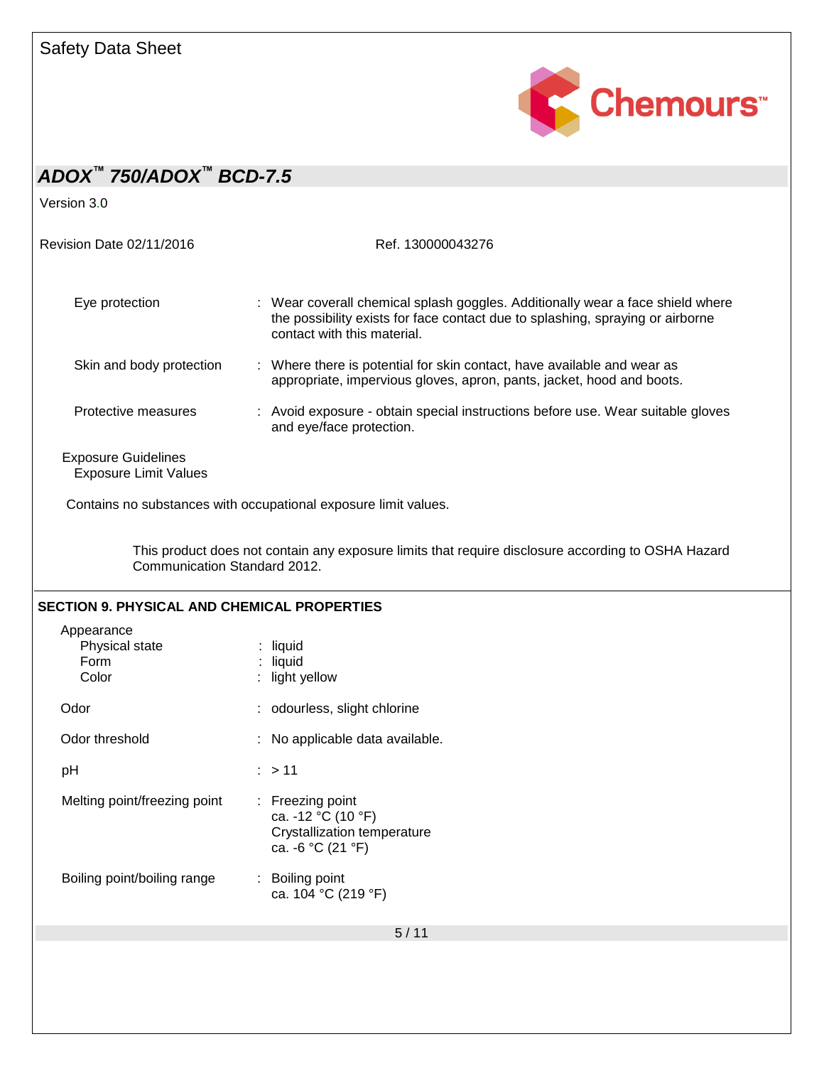Eye protection : Wear coverall chemical splash goggles. Additionally wear a face shield where the possibility exists for face contact due to splashing, spraying or airborne contact with this material.

Skin and body protection : Where there is potential for skin contact, have available and wear as appropriate, impervious gloves, apron, pants, jacket, hood and boots.

Protective measures : Avoid exposure - obtain special instructions before use. Wear suitable gloves and eye/face protection.

Exposure Guidelines
Exposure Limit Values

Contains no substances with occupational exposure limit values.

This product does not contain any exposure limits that require disclosure according to OSHA Hazard Communication Standard 2012.

## SECTION 9. PHYSICAL AND CHEMICAL PROPERTIES

Appearance
- Physical state : liquid
- Form : liquid
- Color : light yellow

Odor : odourless, slight chlorine

Odor threshold : No applicable data available.

pH : > 11

Melting point/freezing point : Freezing point
ca. -12 °C (10 °F)
Crystallization temperature
ca. -6 °C (21 °F)

Boiling point/boiling range : Boiling point
ca. 104 °C (219 °F)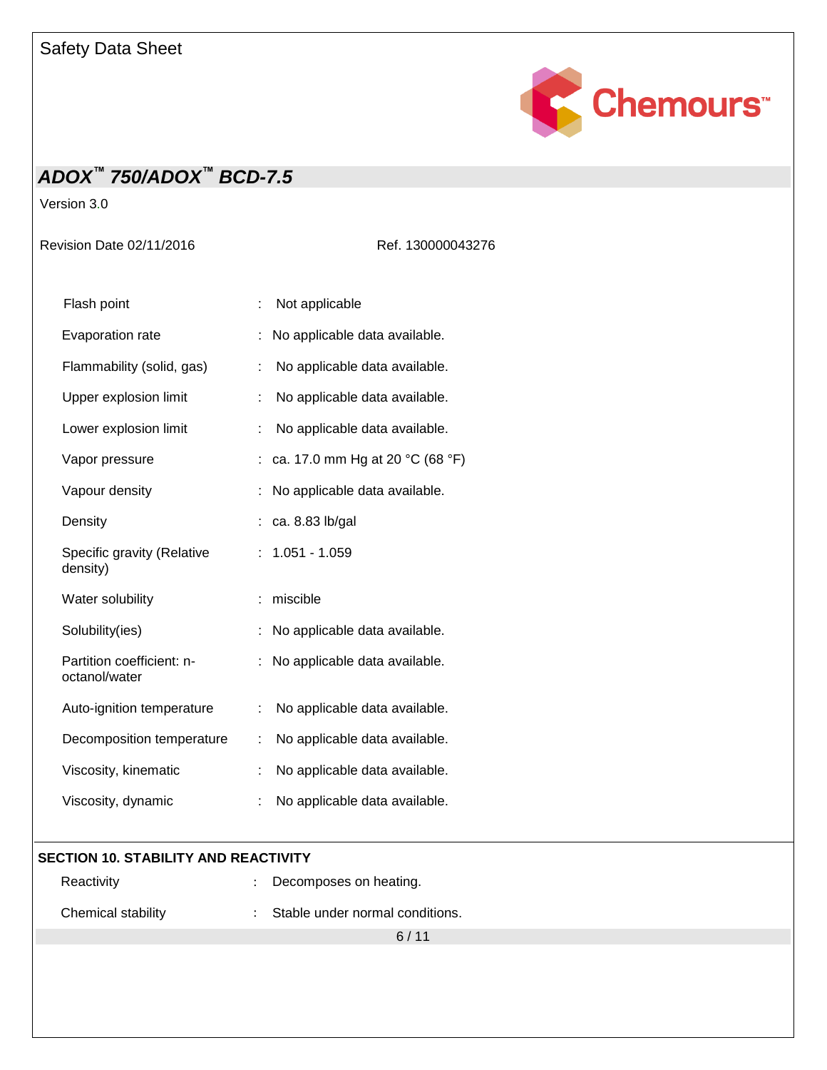| | | |
|---|---|---|
| Flash point | : | Not applicable |
| Evaporation rate | : | No applicable data available. |
| Flammability (solid, gas) | : | No applicable data available. |
| Upper explosion limit | : | No applicable data available. |
| Lower explosion limit | : | No applicable data available. |
| Vapor pressure | : | ca. 17.0 mm Hg at 20 °C (68 °F) |
| Vapour density | : | No applicable data available. |
| Density | : | ca. 8.83 lb/gal |
| Specific gravity (Relative density) | : | 1.051 - 1.059 |
| Water solubility | : | miscible |
| Solubility(ies) | : | No applicable data available. |
| Partition coefficient: n-octanol/water | : | No applicable data available. |
| Auto-ignition temperature | : | No applicable data available. |
| Decomposition temperature | : | No applicable data available. |
| Viscosity, kinematic | : | No applicable data available. |
| Viscosity, dynamic | : | No applicable data available. |

## SECTION 10. STABILITY AND REACTIVITY

| | | |
|---|---|---|
| Reactivity | : | Decomposes on heating. |
| Chemical stability | : | Stable under normal conditions. |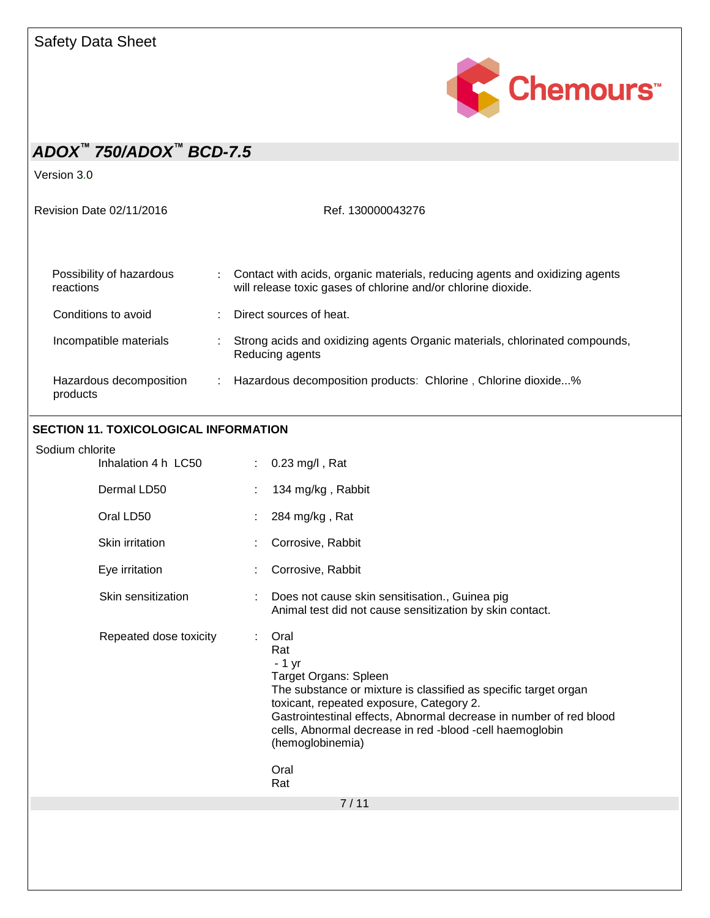| | | |
|---|---|---|
| Possibility of hazardous reactions | : | Contact with acids, organic materials, reducing agents and oxidizing agents will release toxic gases of chlorine and/or chlorine dioxide. |
| Conditions to avoid | : | Direct sources of heat. |
| Incompatible materials | : | Strong acids and oxidizing agents Organic materials, chlorinated compounds, Reducing agents |
| Hazardous decomposition products | : | Hazardous decomposition products: Chlorine , Chlorine dioxide...% |

## SECTION 11. TOXICOLOGICAL INFORMATION

Sodium chlorite

| | | |
|---|---|---|
| Inhalation 4 h LC50 | : | 0.23 mg/l , Rat |
| Dermal LD50 | : | 134 mg/kg , Rabbit |
| Oral LD50 | : | 284 mg/kg , Rat |
| Skin irritation | : | Corrosive, Rabbit |
| Eye irritation | : | Corrosive, Rabbit |
| Skin sensitization | : | Does not cause skin sensitisation., Guinea pig<br>Animal test did not cause sensitization by skin contact. |
| Repeated dose toxicity | : | Oral<br>Rat<br>- 1 yr<br>Target Organs: Spleen<br>The substance or mixture is classified as specific target organ toxicant, repeated exposure, Category 2.<br>Gastrointestinal effects, Abnormal decrease in number of red blood cells, Abnormal decrease in red -blood -cell haemoglobin (hemoglobinemia)<br><br>Oral<br>Rat |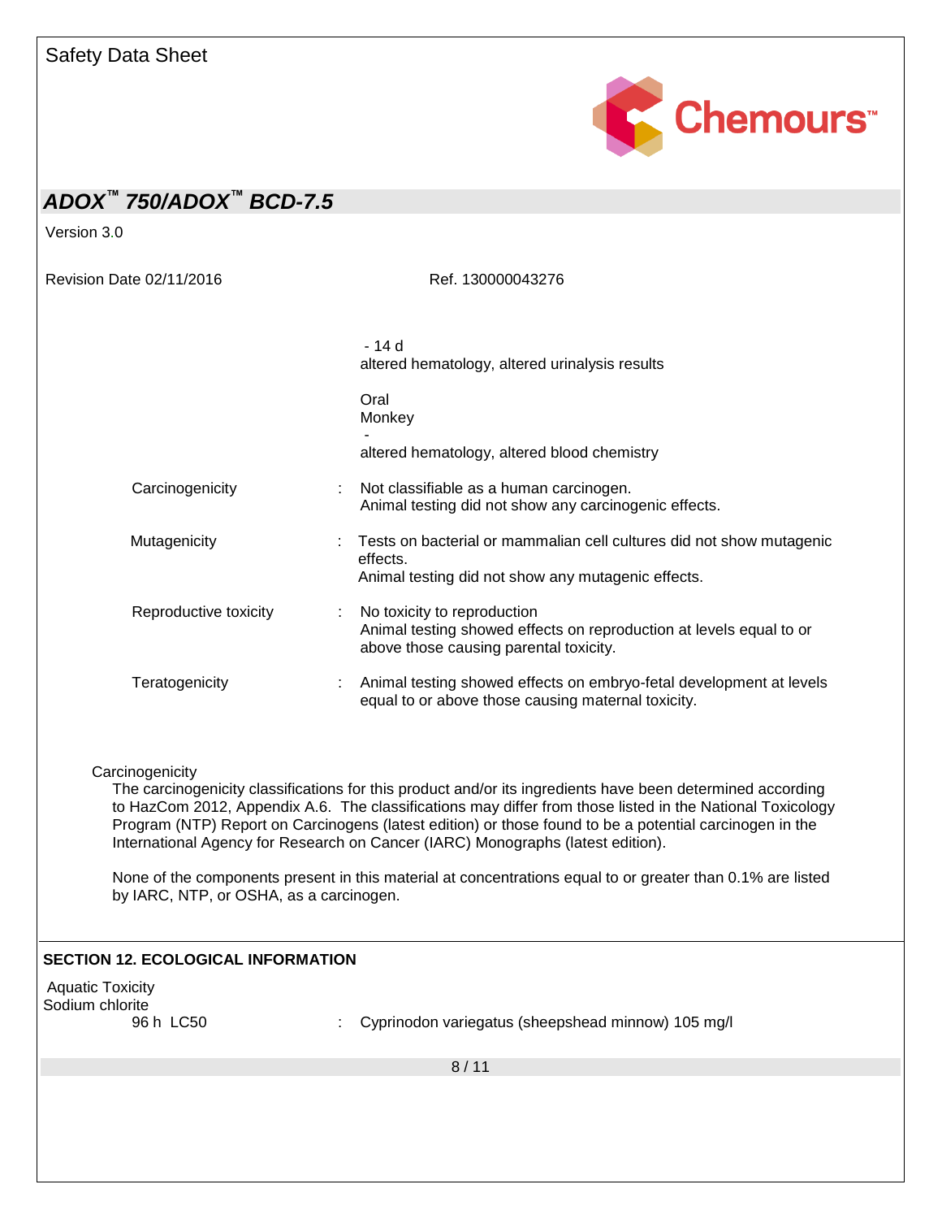- 14 d
altered hematology, altered urinalysis results

Oral
Monkey
-
altered hematology, altered blood chemistry

| | | |
|---|---|---|
| Carcinogenicity | : | Not classifiable as a human carcinogen.<br>Animal testing did not show any carcinogenic effects. |
| Mutagenicity | : | Tests on bacterial or mammalian cell cultures did not show mutagenic effects.<br>Animal testing did not show any mutagenic effects. |
| Reproductive toxicity | : | No toxicity to reproduction<br>Animal testing showed effects on reproduction at levels equal to or above those causing parental toxicity. |
| Teratogenicity | : | Animal testing showed effects on embryo-fetal development at levels equal to or above those causing maternal toxicity. |

Carcinogenicity

The carcinogenicity classifications for this product and/or its ingredients have been determined according to HazCom 2012, Appendix A.6. The classifications may differ from those listed in the National Toxicology Program (NTP) Report on Carcinogens (latest edition) or those found to be a potential carcinogen in the International Agency for Research on Cancer (IARC) Monographs (latest edition).

None of the components present in this material at concentrations equal to or greater than 0.1% are listed by IARC, NTP, or OSHA, as a carcinogen.

## SECTION 12. ECOLOGICAL INFORMATION

Aquatic Toxicity

Sodium chlorite

| | | |
|---|---|---|
| 96 h LC50 | : | Cyprinodon variegatus (sheepshead minnow) 105 mg/l |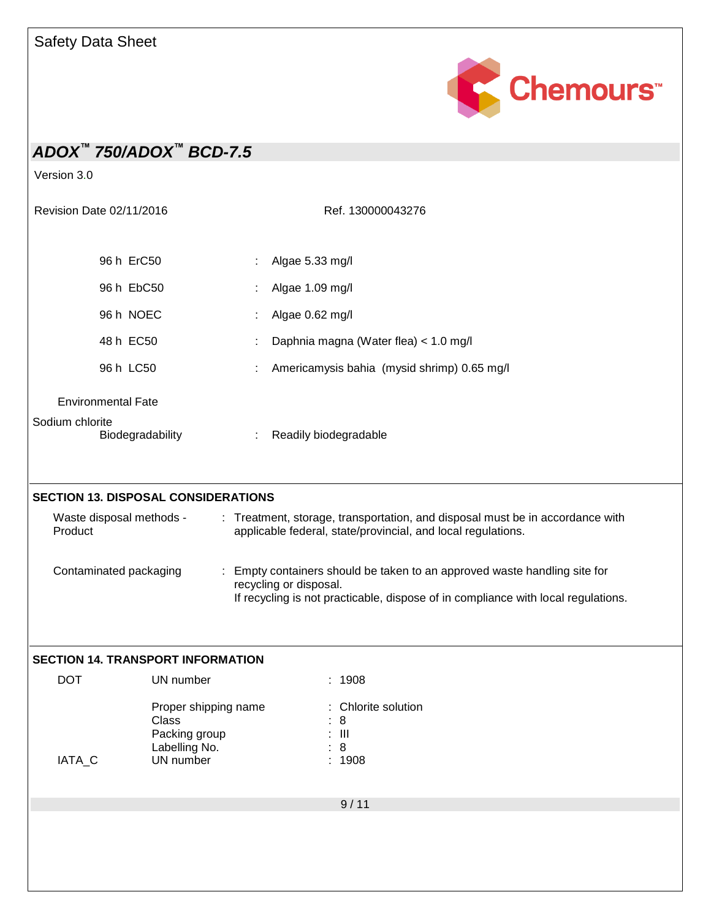| | | |
|---|---|---|
| 96 h ErC50 | : | Algae 5.33 mg/l |
| 96 h EbC50 | : | Algae 1.09 mg/l |
| 96 h NOEC | : | Algae 0.62 mg/l |
| 48 h EC50 | : | Daphnia magna (Water flea) < 1.0 mg/l |
| 96 h LC50 | : | Americamysis bahia (mysid shrimp) 0.65 mg/l |

Environmental Fate

Sodium chlorite

| | | |
|---|---|---|
| Biodegradability | : | Readily biodegradable |

## SECTION 13. DISPOSAL CONSIDERATIONS

| | | |
|---|---|---|
| Waste disposal methods - Product | : | Treatment, storage, transportation, and disposal must be in accordance with applicable federal, state/provincial, and local regulations. |
| Contaminated packaging | : | Empty containers should be taken to an approved waste handling site for recycling or disposal. If recycling is not practicable, dispose of in compliance with local regulations. |

## SECTION 14. TRANSPORT INFORMATION

| | | | |
|---|---|---|---|
| DOT | UN number | : | 1908 |
| | Proper shipping name | : | Chlorite solution |
| | Class | : | 8 |
| | Packing group | : | III |
| | Labelling No. | : | 8 |
| IATA_C | UN number | : | 1908 |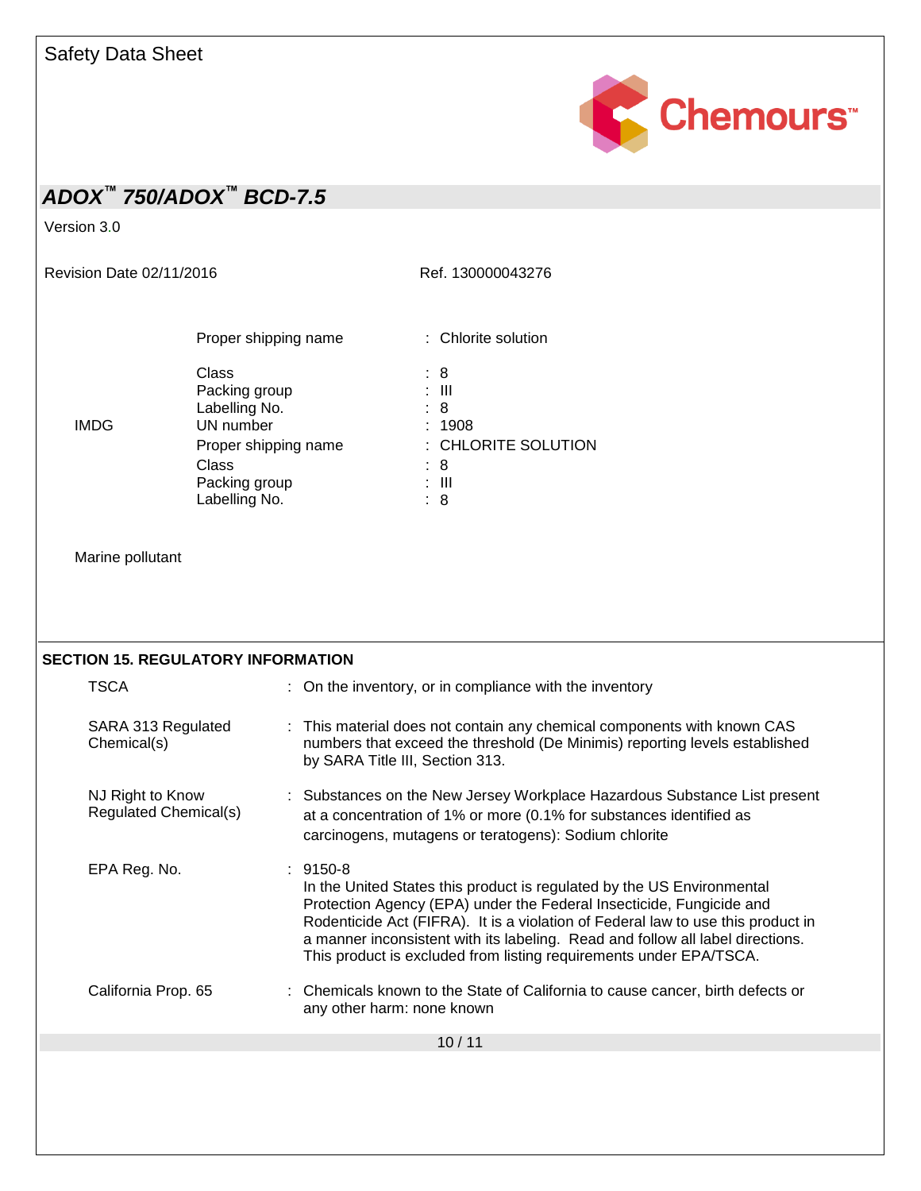| | | |
|---|---|---|
| | Proper shipping name | : Chlorite solution |
| | Class | : 8 |
| | Packing group | : III |
| | Labelling No. | : 8 |
| IMDG | UN number | : 1908 |
| | Proper shipping name | : CHLORITE SOLUTION |
| | Class | : 8 |
| | Packing group | : III |
| | Labelling No. | : 8 |

Marine pollutant

## SECTION 15. REGULATORY INFORMATION

| | |
|---|---|
| TSCA | : On the inventory, or in compliance with the inventory |
| SARA 313 Regulated Chemical(s) | : This material does not contain any chemical components with known CAS numbers that exceed the threshold (De Minimis) reporting levels established by SARA Title III, Section 313. |
| NJ Right to Know Regulated Chemical(s) | : Substances on the New Jersey Workplace Hazardous Substance List present at a concentration of 1% or more (0.1% for substances identified as carcinogens, mutagens or teratogens): Sodium chlorite |
| EPA Reg. No. | : 9150-8<br>In the United States this product is regulated by the US Environmental Protection Agency (EPA) under the Federal Insecticide, Fungicide and Rodenticide Act (FIFRA). It is a violation of Federal law to use this product in a manner inconsistent with its labeling. Read and follow all label directions. This product is excluded from listing requirements under EPA/TSCA. |
| California Prop. 65 | : Chemicals known to the State of California to cause cancer, birth defects or any other harm: none known |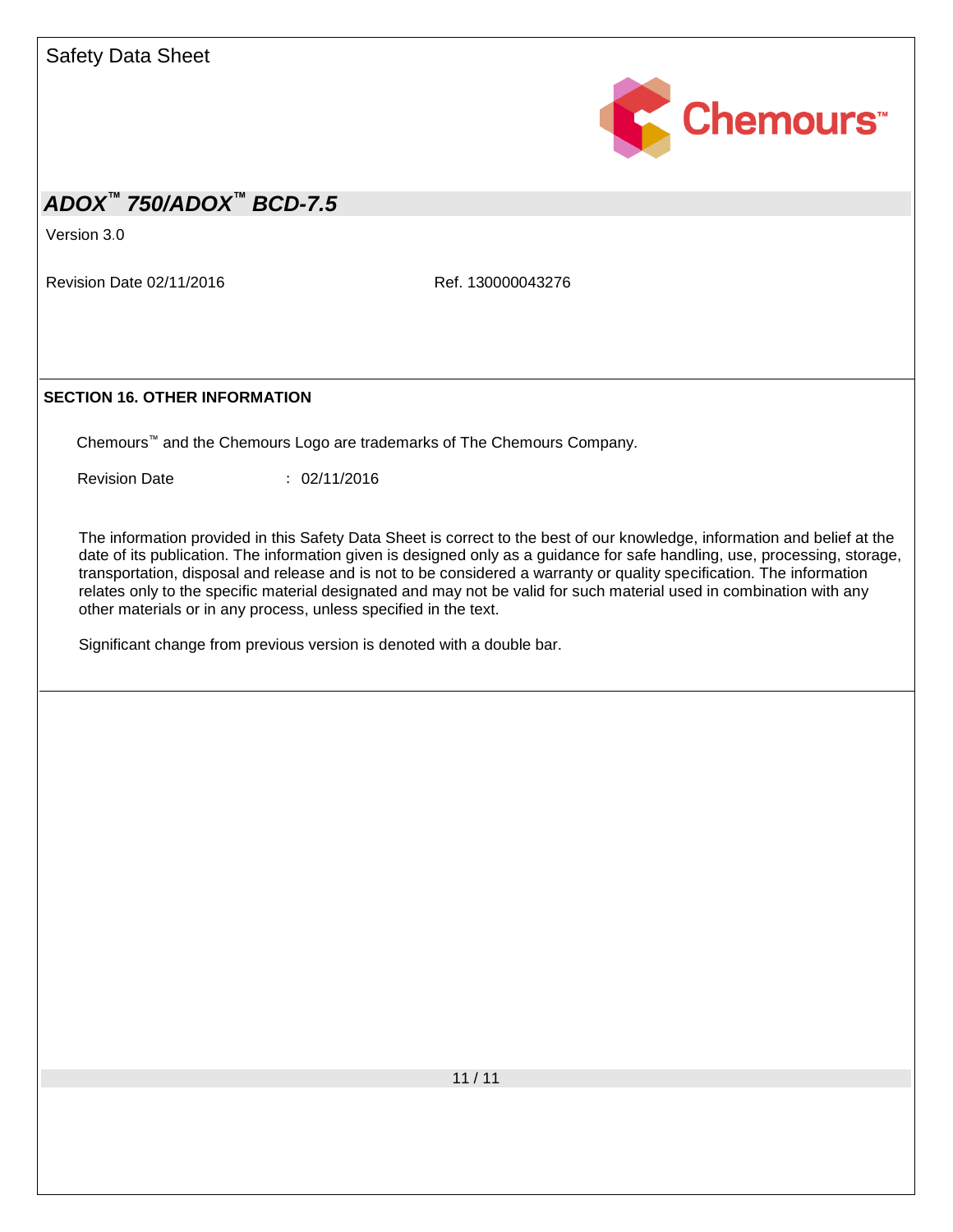## SECTION 16. OTHER INFORMATION

Chemours™ and the Chemours Logo are trademarks of The Chemours Company.

Revision Date : 02/11/2016

The information provided in this Safety Data Sheet is correct to the best of our knowledge, information and belief at the date of its publication. The information given is designed only as a guidance for safe handling, use, processing, storage, transportation, disposal and release and is not to be considered a warranty or quality specification. The information relates only to the specific material designated and may not be valid for such material used in combination with any other materials or in any process, unless specified in the text.

Significant change from previous version is denoted with a double bar.